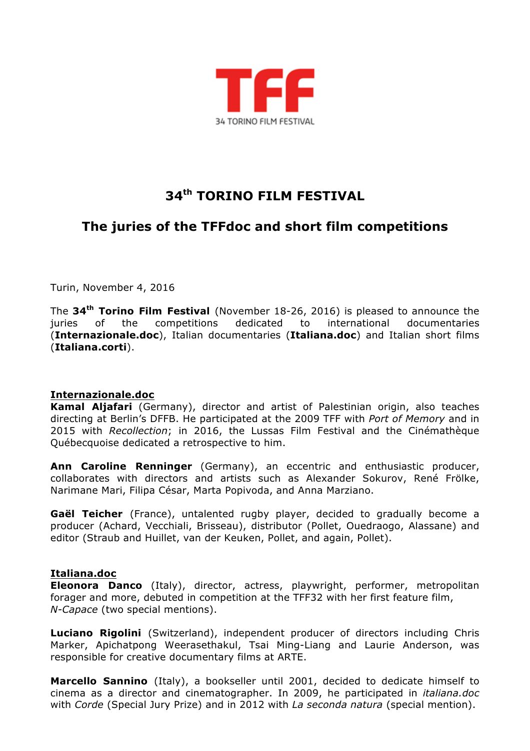TFF

34 TORINO FILM FESTIVAL

# 34th TORINO FILM FESTIVAL

## The juries of the TFFdoc and short film competitions

Turin, November 4, 2016

The **34th Torino Film Festival** (November 18-26, 2016) is pleased to announce the juries of the competitions dedicated to international documentaries (**Internazionale.doc**), Italian documentaries (**Italiana.doc**) and Italian short films (**Italiana.corti**).

### Internazionale.doc

**Kamal Aljafari** (Germany), director and artist of Palestinian origin, also teaches directing at Berlin's DFFB. He participated at the 2009 TFF with *Port of Memory* and in 2015 with *Recollection*; in 2016, the Lussas Film Festival and the Cinémathèque Québecquoise dedicated a retrospective to him.

**Ann Caroline Renninger** (Germany), an eccentric and enthusiastic producer, collaborates with directors and artists such as Alexander Sokurov, René Frölke, Narimane Mari, Filipa César, Marta Popivoda, and Anna Marziano.

**Gaël Teicher** (France), untalented rugby player, decided to gradually become a producer (Achard, Vecchiali, Brisseau), distributor (Pollet, Ouedraogo, Alassane) and editor (Straub and Huillet, van der Keuken, Pollet, and again, Pollet).

### Italiana.doc

**Eleonora Danco** (Italy), director, actress, playwright, performer, metropolitan forager and more, debuted in competition at the TFF32 with her first feature film, *N-Capace* (two special mentions).

**Luciano Rigolini** (Switzerland), independent producer of directors including Chris Marker, Apichatpong Weerasethakul, Tsai Ming-Liang and Laurie Anderson, was responsible for creative documentary films at ARTE.

**Marcello Sannino** (Italy), a bookseller until 2001, decided to dedicate himself to cinema as a director and cinematographer. In 2009, he participated in *italiana.doc* with *Corde* (Special Jury Prize) and in 2012 with *La seconda natura* (special mention).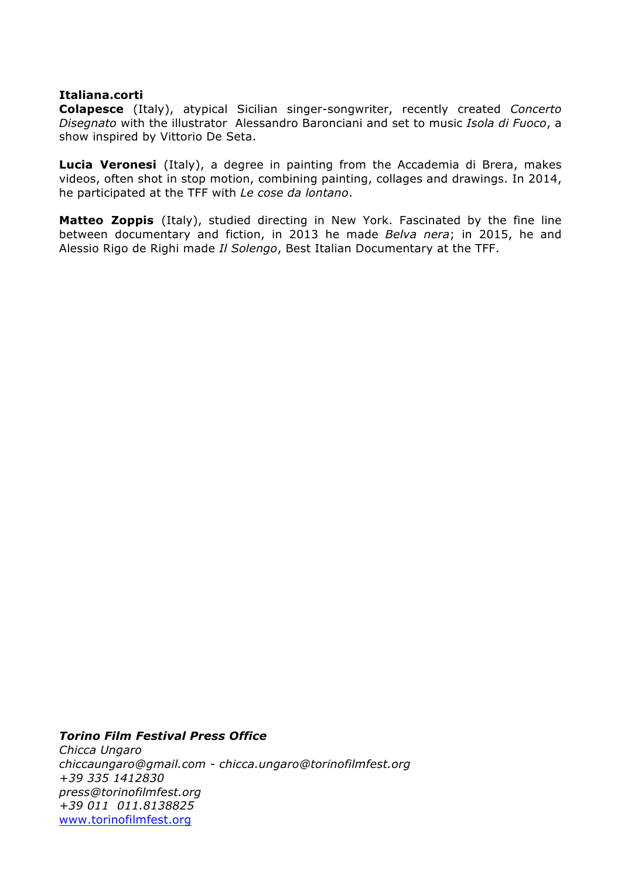**Italiana.corti**

**Colapesce** (Italy), atypical Sicilian singer-songwriter, recently created *Concerto Disegnato* with the illustrator Alessandro Baronciani and set to music *Isola di Fuoco*, a show inspired by Vittorio De Seta.

**Lucia Veronesi** (Italy), a degree in painting from the Accademia di Brera, makes videos, often shot in stop motion, combining painting, collages and drawings. In 2014, he participated at the TFF with *Le cose da lontano*.

**Matteo Zoppis** (Italy), studied directing in New York. Fascinated by the fine line between documentary and fiction, in 2013 he made *Belva nera*; in 2015, he and Alessio Rigo de Righi made *Il Solengo*, Best Italian Documentary at the TFF.

***Torino Film Festival Press Office***
*Chicca Ungaro*
*chiccaungaro@gmail.com - chicca.ungaro@torinofilmfest.org*
*+39 335 1412830*
*press@torinofilmfest.org*
*+39 011 011.8138825*
[www.torinofilmfest.org](http://www.torinofilmfest.org)